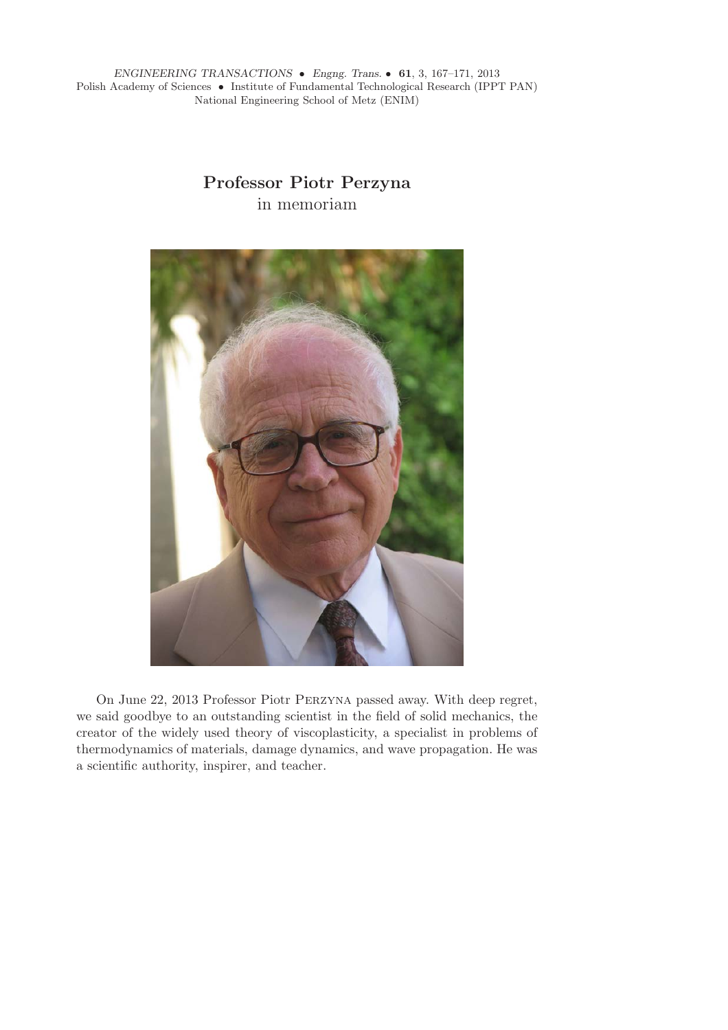# Professor Piotr Perzyna

in memoriam

On June 22, 2013 Professor Piotr Perzyna passed away. With deep regret, we said goodbye to an outstanding scientist in the field of solid mechanics, the creator of the widely used theory of viscoplasticity, a specialist in problems of thermodynamics of materials, damage dynamics, and wave propagation. He was a scientific authority, inspirer, and teacher.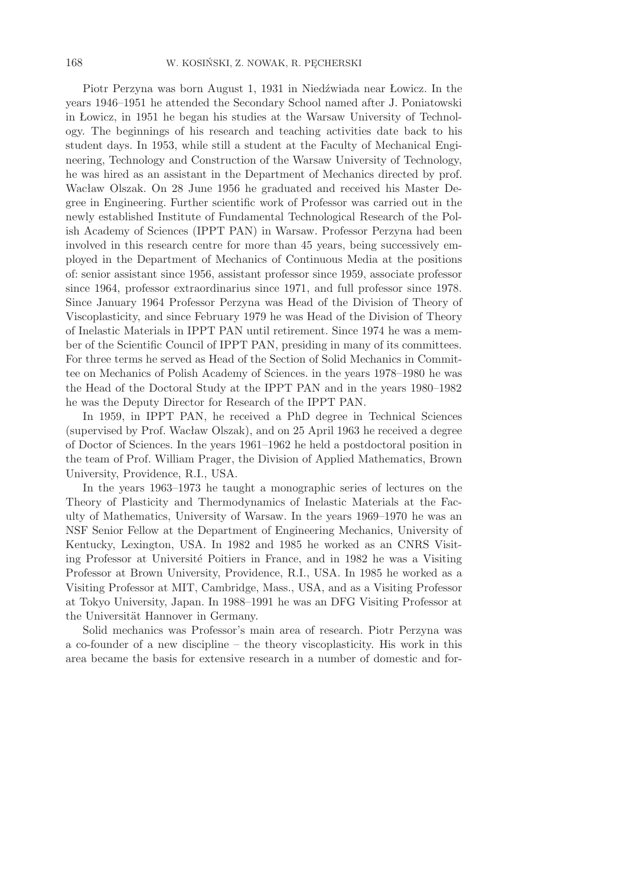Piotr Perzyna was born August 1, 1931 in Niedźwiada near Łowicz. In the years 1946–1951 he attended the Secondary School named after J. Poniatowski in Łowicz, in 1951 he began his studies at the Warsaw University of Technology. The beginnings of his research and teaching activities date back to his student days. In 1953, while still a student at the Faculty of Mechanical Engineering, Technology and Construction of the Warsaw University of Technology, he was hired as an assistant in the Department of Mechanics directed by prof. Wacław Olszak. On 28 June 1956 he graduated and received his Master Degree in Engineering. Further scientific work of Professor was carried out in the newly established Institute of Fundamental Technological Research of the Polish Academy of Sciences (IPPT PAN) in Warsaw. Professor Perzyna had been involved in this research centre for more than 45 years, being successively employed in the Department of Mechanics of Continuous Media at the positions of: senior assistant since 1956, assistant professor since 1959, associate professor since 1964, professor extraordinarius since 1971, and full professor since 1978. Since January 1964 Professor Perzyna was Head of the Division of Theory of Viscoplasticity, and since February 1979 he was Head of the Division of Theory of Inelastic Materials in IPPT PAN until retirement. Since 1974 he was a member of the Scientific Council of IPPT PAN, presiding in many of its committees. For three terms he served as Head of the Section of Solid Mechanics in Committee on Mechanics of Polish Academy of Sciences. in the years 1978–1980 he was the Head of the Doctoral Study at the IPPT PAN and in the years 1980–1982 he was the Deputy Director for Research of the IPPT PAN.

In 1959, in IPPT PAN, he received a PhD degree in Technical Sciences (supervised by Prof. Wacław Olszak), and on 25 April 1963 he received a degree of Doctor of Sciences. In the years 1961–1962 he held a postdoctoral position in the team of Prof. William Prager, the Division of Applied Mathematics, Brown University, Providence, R.I., USA.

In the years 1963–1973 he taught a monographic series of lectures on the Theory of Plasticity and Thermodynamics of Inelastic Materials at the Faculty of Mathematics, University of Warsaw. In the years 1969–1970 he was an NSF Senior Fellow at the Department of Engineering Mechanics, University of Kentucky, Lexington, USA. In 1982 and 1985 he worked as an CNRS Visiting Professor at Université Poitiers in France, and in 1982 he was a Visiting Professor at Brown University, Providence, R.I., USA. In 1985 he worked as a Visiting Professor at MIT, Cambridge, Mass., USA, and as a Visiting Professor at Tokyo University, Japan. In 1988–1991 he was an DFG Visiting Professor at the Universität Hannover in Germany.

Solid mechanics was Professor's main area of research. Piotr Perzyna was a co-founder of a new discipline – the theory viscoplasticity. His work in this area became the basis for extensive research in a number of domestic and for-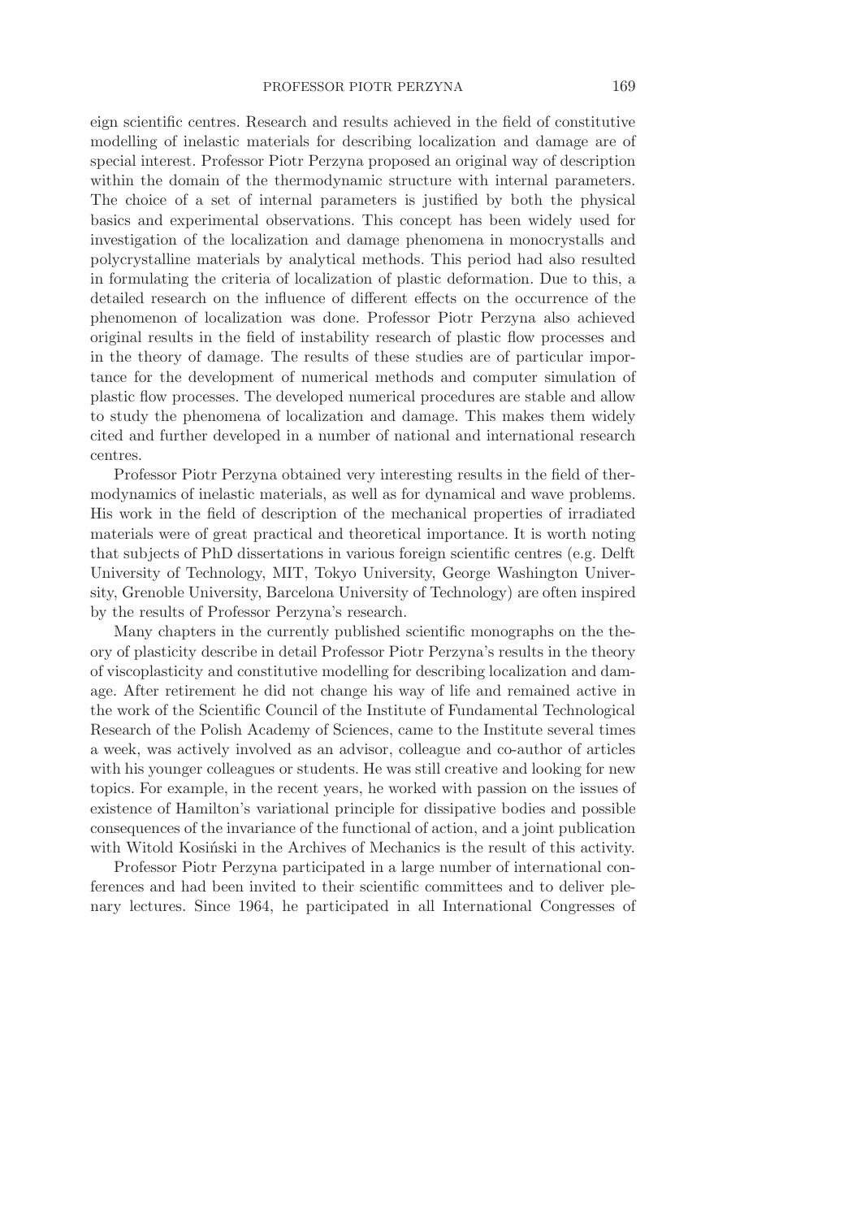eign scientific centres. Research and results achieved in the field of constitutive modelling of inelastic materials for describing localization and damage are of special interest. Professor Piotr Perzyna proposed an original way of description within the domain of the thermodynamic structure with internal parameters. The choice of a set of internal parameters is justified by both the physical basics and experimental observations. This concept has been widely used for investigation of the localization and damage phenomena in monocrystalls and polycrystalline materials by analytical methods. This period had also resulted in formulating the criteria of localization of plastic deformation. Due to this, a detailed research on the influence of different effects on the occurrence of the phenomenon of localization was done. Professor Piotr Perzyna also achieved original results in the field of instability research of plastic flow processes and in the theory of damage. The results of these studies are of particular importance for the development of numerical methods and computer simulation of plastic flow processes. The developed numerical procedures are stable and allow to study the phenomena of localization and damage. This makes them widely cited and further developed in a number of national and international research centres.

Professor Piotr Perzyna obtained very interesting results in the field of thermodynamics of inelastic materials, as well as for dynamical and wave problems. His work in the field of description of the mechanical properties of irradiated materials were of great practical and theoretical importance. It is worth noting that subjects of PhD dissertations in various foreign scientific centres (e.g. Delft University of Technology, MIT, Tokyo University, George Washington University, Grenoble University, Barcelona University of Technology) are often inspired by the results of Professor Perzyna's research.

Many chapters in the currently published scientific monographs on the theory of plasticity describe in detail Professor Piotr Perzyna's results in the theory of viscoplasticity and constitutive modelling for describing localization and damage. After retirement he did not change his way of life and remained active in the work of the Scientific Council of the Institute of Fundamental Technological Research of the Polish Academy of Sciences, came to the Institute several times a week, was actively involved as an advisor, colleague and co-author of articles with his younger colleagues or students. He was still creative and looking for new topics. For example, in the recent years, he worked with passion on the issues of existence of Hamilton's variational principle for dissipative bodies and possible consequences of the invariance of the functional of action, and a joint publication with Witold Kosiński in the Archives of Mechanics is the result of this activity.

Professor Piotr Perzyna participated in a large number of international conferences and had been invited to their scientific committees and to deliver plenary lectures. Since 1964, he participated in all International Congresses of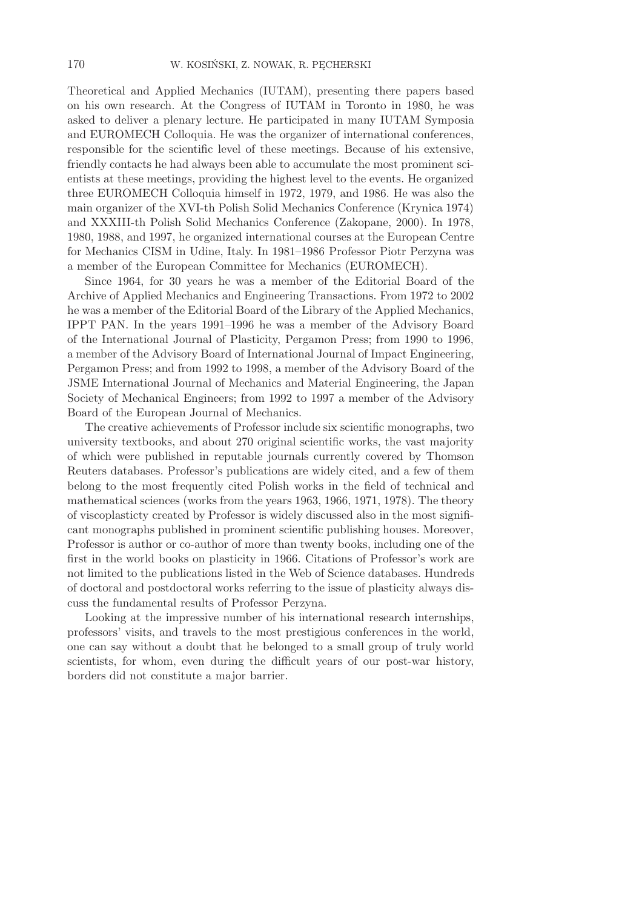Theoretical and Applied Mechanics (IUTAM), presenting there papers based on his own research. At the Congress of IUTAM in Toronto in 1980, he was asked to deliver a plenary lecture. He participated in many IUTAM Symposia and EUROMECH Colloquia. He was the organizer of international conferences, responsible for the scientific level of these meetings. Because of his extensive, friendly contacts he had always been able to accumulate the most prominent scientists at these meetings, providing the highest level to the events. He organized three EUROMECH Colloquia himself in 1972, 1979, and 1986. He was also the main organizer of the XVI-th Polish Solid Mechanics Conference (Krynica 1974) and XXXIII-th Polish Solid Mechanics Conference (Zakopane, 2000). In 1978, 1980, 1988, and 1997, he organized international courses at the European Centre for Mechanics CISM in Udine, Italy. In 1981–1986 Professor Piotr Perzyna was a member of the European Committee for Mechanics (EUROMECH).

Since 1964, for 30 years he was a member of the Editorial Board of the Archive of Applied Mechanics and Engineering Transactions. From 1972 to 2002 he was a member of the Editorial Board of the Library of the Applied Mechanics, IPPT PAN. In the years 1991–1996 he was a member of the Advisory Board of the International Journal of Plasticity, Pergamon Press; from 1990 to 1996, a member of the Advisory Board of International Journal of Impact Engineering, Pergamon Press; and from 1992 to 1998, a member of the Advisory Board of the JSME International Journal of Mechanics and Material Engineering, the Japan Society of Mechanical Engineers; from 1992 to 1997 a member of the Advisory Board of the European Journal of Mechanics.

The creative achievements of Professor include six scientific monographs, two university textbooks, and about 270 original scientific works, the vast majority of which were published in reputable journals currently covered by Thomson Reuters databases. Professor's publications are widely cited, and a few of them belong to the most frequently cited Polish works in the field of technical and mathematical sciences (works from the years 1963, 1966, 1971, 1978). The theory of viscoplasticty created by Professor is widely discussed also in the most significant monographs published in prominent scientific publishing houses. Moreover, Professor is author or co-author of more than twenty books, including one of the first in the world books on plasticity in 1966. Citations of Professor's work are not limited to the publications listed in the Web of Science databases. Hundreds of doctoral and postdoctoral works referring to the issue of plasticity always discuss the fundamental results of Professor Perzyna.

Looking at the impressive number of his international research internships, professors' visits, and travels to the most prestigious conferences in the world, one can say without a doubt that he belonged to a small group of truly world scientists, for whom, even during the difficult years of our post-war history, borders did not constitute a major barrier.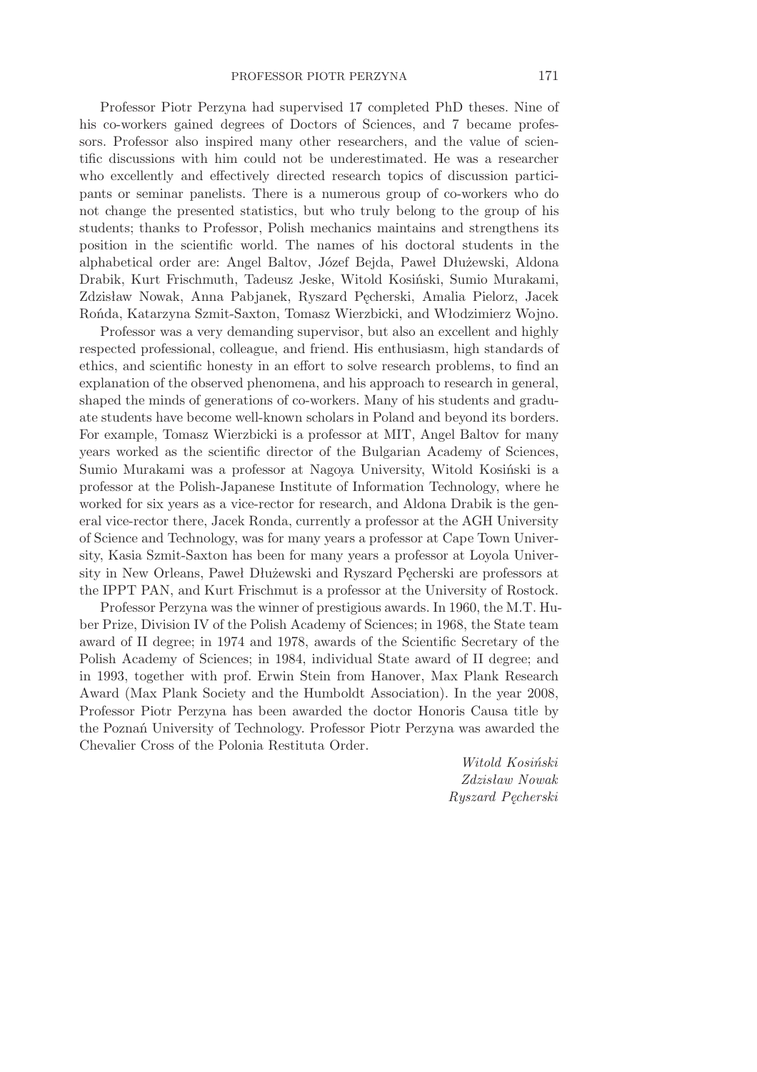Professor Piotr Perzyna had supervised 17 completed PhD theses. Nine of his co-workers gained degrees of Doctors of Sciences, and 7 became professors. Professor also inspired many other researchers, and the value of scientific discussions with him could not be underestimated. He was a researcher who excellently and effectively directed research topics of discussion participants or seminar panelists. There is a numerous group of co-workers who do not change the presented statistics, but who truly belong to the group of his students; thanks to Professor, Polish mechanics maintains and strengthens its position in the scientific world. The names of his doctoral students in the alphabetical order are: Angel Baltov, Józef Bejda, Paweł Dłużewski, Aldona Drabik, Kurt Frischmuth, Tadeusz Jeske, Witold Kosiński, Sumio Murakami, Zdzisław Nowak, Anna Pabjanek, Ryszard Pęcherski, Amalia Pielorz, Jacek Rońda, Katarzyna Szmit-Saxton, Tomasz Wierzbicki, and Włodzimierz Wojno.

Professor was a very demanding supervisor, but also an excellent and highly respected professional, colleague, and friend. His enthusiasm, high standards of ethics, and scientific honesty in an effort to solve research problems, to find an explanation of the observed phenomena, and his approach to research in general, shaped the minds of generations of co-workers. Many of his students and graduate students have become well-known scholars in Poland and beyond its borders. For example, Tomasz Wierzbicki is a professor at MIT, Angel Baltov for many years worked as the scientific director of the Bulgarian Academy of Sciences, Sumio Murakami was a professor at Nagoya University, Witold Kosiński is a professor at the Polish-Japanese Institute of Information Technology, where he worked for six years as a vice-rector for research, and Aldona Drabik is the general vice-rector there, Jacek Ronda, currently a professor at the AGH University of Science and Technology, was for many years a professor at Cape Town University, Kasia Szmit-Saxton has been for many years a professor at Loyola University in New Orleans, Paweł Dłużewski and Ryszard Pęcherski are professors at the IPPT PAN, and Kurt Frischmut is a professor at the University of Rostock.

Professor Perzyna was the winner of prestigious awards. In 1960, the M.T. Huber Prize, Division IV of the Polish Academy of Sciences; in 1968, the State team award of II degree; in 1974 and 1978, awards of the Scientific Secretary of the Polish Academy of Sciences; in 1984, individual State award of II degree; and in 1993, together with prof. Erwin Stein from Hanover, Max Plank Research Award (Max Plank Society and the Humboldt Association). In the year 2008, Professor Piotr Perzyna has been awarded the doctor Honoris Causa title by the Poznań University of Technology. Professor Piotr Perzyna was awarded the Chevalier Cross of the Polonia Restituta Order.

*Witold Kosiński*
*Zdzisław Nowak*
*Ryszard Pęcherski*